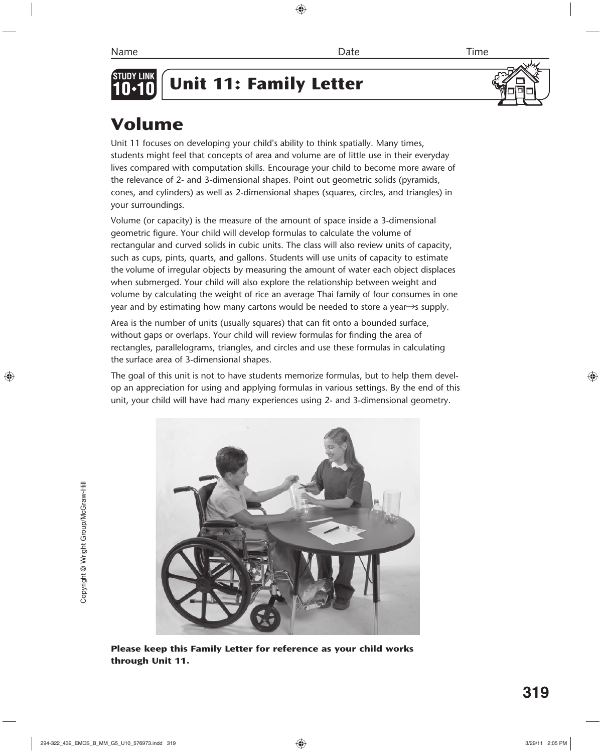Name Date Time

**STUDY LINK 10•10**

# Unit 11: Family Letter

## Volume

Unit 11 focuses on developing your child's ability to think spatially. Many times, students might feel that concepts of area and volume are of little use in their everyday lives compared with computation skills. Encourage your child to become more aware of the relevance of 2- and 3-dimensional shapes. Point out geometric solids (pyramids, cones, and cylinders) as well as 2-dimensional shapes (squares, circles, and triangles) in your surroundings.

Volume (or capacity) is the measure of the amount of space inside a 3-dimensional geometric figure. Your child will develop formulas to calculate the volume of rectangular and curved solids in cubic units. The class will also review units of capacity, such as cups, pints, quarts, and gallons. Students will use units of capacity to estimate the volume of irregular objects by measuring the amount of water each object displaces when submerged. Your child will also explore the relationship between weight and volume by calculating the weight of rice an average Thai family of four consumes in one year and by estimating how many cartons would be needed to store a year→s supply.

Area is the number of units (usually squares) that can fit onto a bounded surface, without gaps or overlaps. Your child will review formulas for finding the area of rectangles, parallelograms, triangles, and circles and use these formulas in calculating the surface area of 3-dimensional shapes.

The goal of this unit is not to have students memorize formulas, but to help them develop an appreciation for using and applying formulas in various settings. By the end of this unit, your child will have had many experiences using 2- and 3-dimensional geometry.

**Please keep this Family Letter for reference as your child works through Unit 11.**

Copyright © Wright Group/McGraw-Hill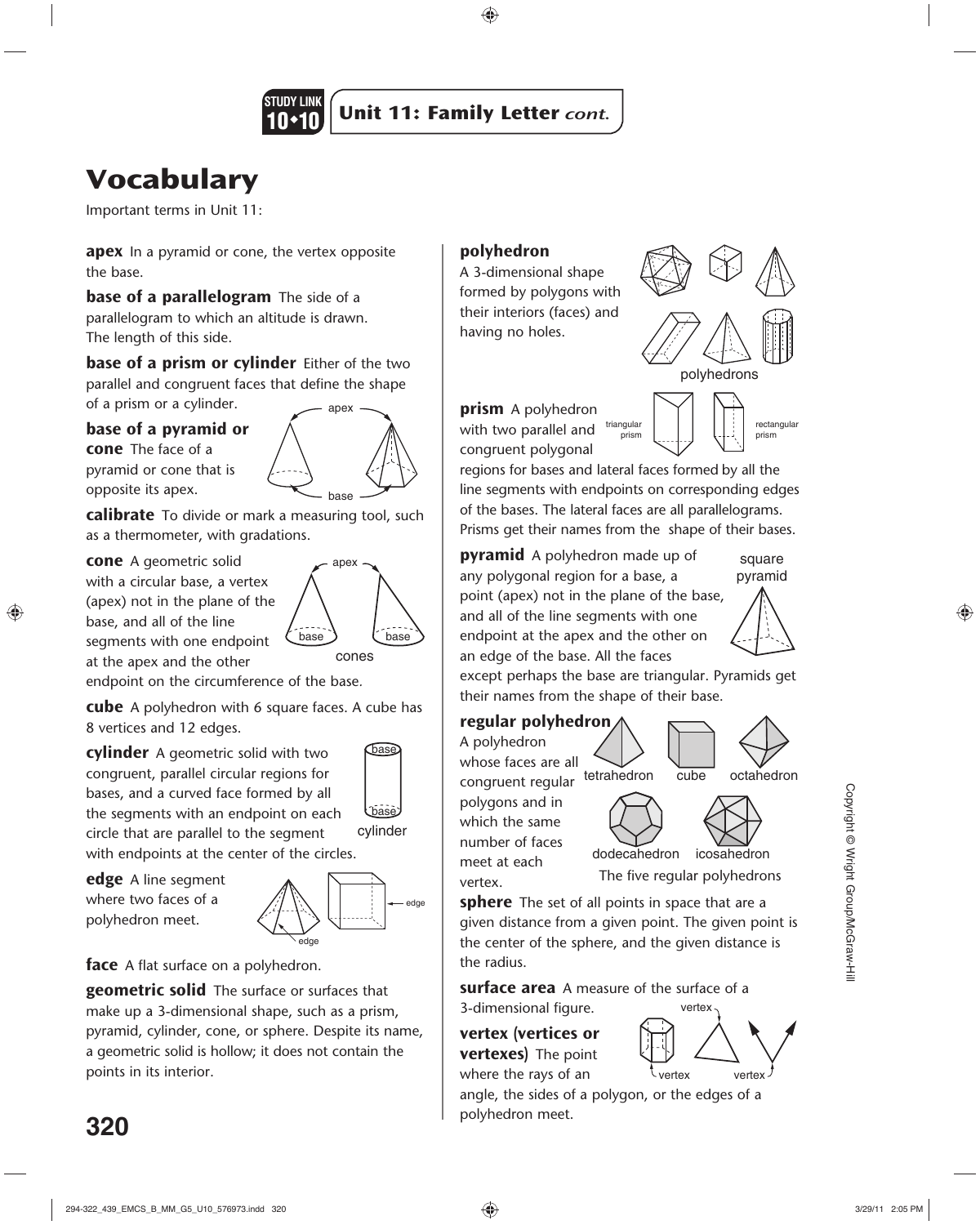**STUDY LINK 10•10** **Unit 11: Family Letter** *cont.*

# Vocabulary

Important terms in Unit 11:

**apex** In a pyramid or cone, the vertex opposite the base.

**base of a parallelogram** The side of a parallelogram to which an altitude is drawn. The length of this side.

**base of a prism or cylinder** Either of the two parallel and congruent faces that define the shape of a prism or a cylinder.

**base of a pyramid or cone** The face of a pyramid or cone that is opposite its apex.

apex

base

**calibrate** To divide or mark a measuring tool, such as a thermometer, with gradations.

**cone** A geometric solid with a circular base, a vertex (apex) not in the plane of the base, and all of the line segments with one endpoint at the apex and the other endpoint on the circumference of the base.

apex

base base

cones

**cube** A polyhedron with 6 square faces. A cube has 8 vertices and 12 edges.

**cylinder** A geometric solid with two congruent, parallel circular regions for bases, and a curved face formed by all the segments with an endpoint on each circle that are parallel to the segment with endpoints at the center of the circles.

base

base

cylinder

**edge** A line segment where two faces of a polyhedron meet.

edge

edge

**face** A flat surface on a polyhedron.

**geometric solid** The surface or surfaces that make up a 3-dimensional shape, such as a prism, pyramid, cylinder, cone, or sphere. Despite its name, a geometric solid is hollow; it does not contain the points in its interior.

**polyhedron** A 3-dimensional shape formed by polygons with their interiors (faces) and having no holes.

polyhedrons

**prism** A polyhedron with two parallel and congruent polygonal regions for bases and lateral faces formed by all the line segments with endpoints on corresponding edges of the bases. The lateral faces are all parallelograms. Prisms get their names from the shape of their bases.

triangular prism

rectangular prism

**pyramid** A polyhedron made up of any polygonal region for a base, a point (apex) not in the plane of the base, and all of the line segments with one endpoint at the apex and the other on an edge of the base. All the faces except perhaps the base are triangular. Pyramids get their names from the shape of their base.

square pyramid

**regular polyhedron** A polyhedron whose faces are all congruent regular polygons and in which the same number of faces meet at each vertex.

tetrahedron cube octahedron

dodecahedron icosahedron

The five regular polyhedrons

**sphere** The set of all points in space that are a given distance from a given point. The given point is the center of the sphere, and the given distance is the radius.

**surface area** A measure of the surface of a 3-dimensional figure.

**vertex (vertices or vertexes)** The point where the rays of an angle, the sides of a polygon, or the edges of a polyhedron meet.

vertex

vertex vertex

Copyright © Wright Group/McGraw-Hill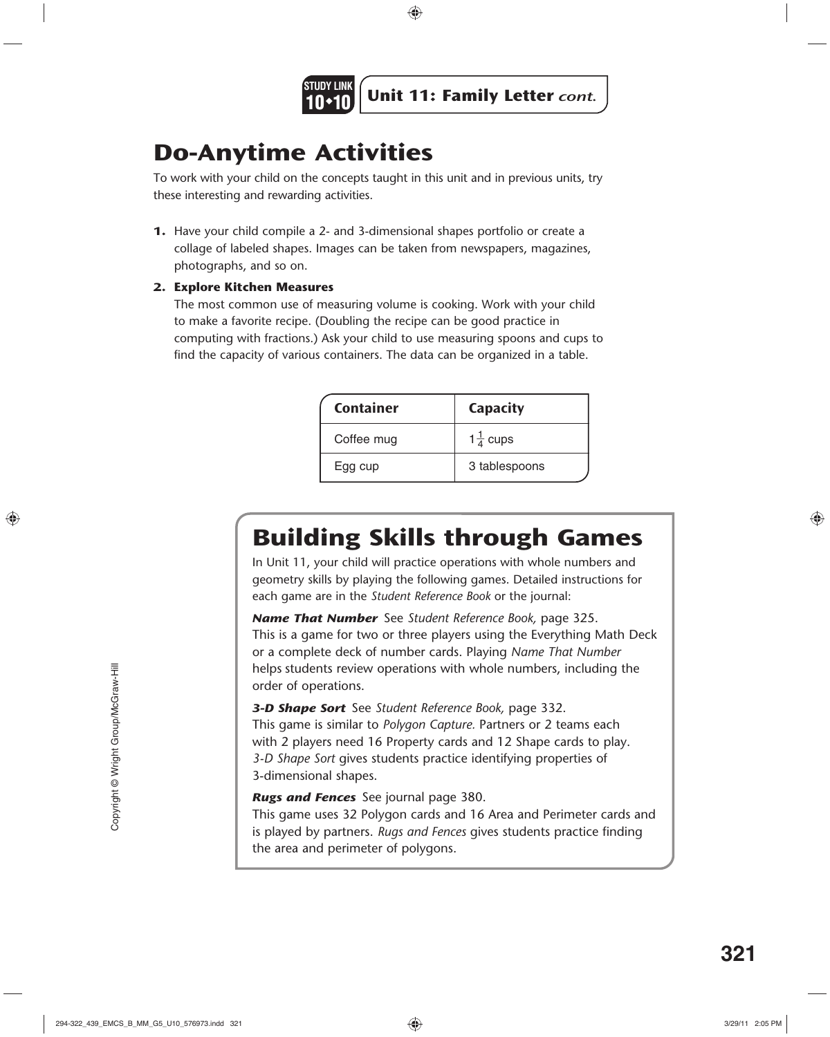**STUDY LINK 10•10** **Unit 11: Family Letter** *cont.*

# Do-Anytime Activities

To work with your child on the concepts taught in this unit and in previous units, try these interesting and rewarding activities.

1. Have your child compile a 2- and 3-dimensional shapes portfolio or create a collage of labeled shapes. Images can be taken from newspapers, magazines, photographs, and so on.

2. **Explore Kitchen Measures**
   The most common use of measuring volume is cooking. Work with your child to make a favorite recipe. (Doubling the recipe can be good practice in computing with fractions.) Ask your child to use measuring spoons and cups to find the capacity of various containers. The data can be organized in a table.

| Container | Capacity |
|---|---|
| Coffee mug | $1\frac{1}{4}$ cups |
| Egg cup | 3 tablespoons |

# Building Skills through Games

In Unit 11, your child will practice operations with whole numbers and geometry skills by playing the following games. Detailed instructions for each game are in the *Student Reference Book* or the journal:

***Name That Number*** See *Student Reference Book,* page 325.
This is a game for two or three players using the Everything Math Deck or a complete deck of number cards. Playing *Name That Number* helps students review operations with whole numbers, including the order of operations.

***3-D Shape Sort*** See *Student Reference Book,* page 332.
This game is similar to *Polygon Capture.* Partners or 2 teams each with 2 players need 16 Property cards and 12 Shape cards to play. *3-D Shape Sort* gives students practice identifying properties of 3-dimensional shapes.

***Rugs and Fences*** See journal page 380.
This game uses 32 Polygon cards and 16 Area and Perimeter cards and is played by partners. *Rugs and Fences* gives students practice finding the area and perimeter of polygons.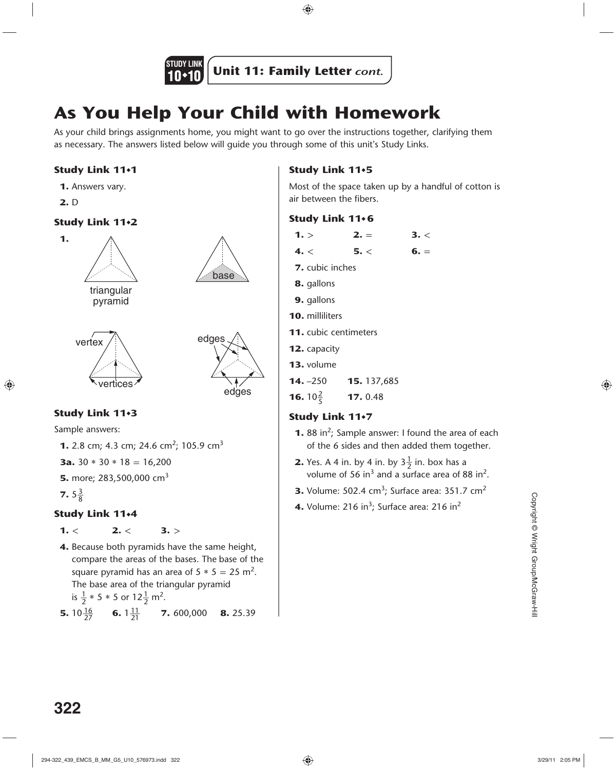**STUDY LINK 10•10** Unit 11: Family Letter *cont.*

# As You Help Your Child with Homework

As your child brings assignments home, you might want to go over the instructions together, clarifying them as necessary. The answers listed below will guide you through some of this unit's Study Links.

### Study Link 11•1

**1.** Answers vary.

**2.** D

### Study Link 11•2

**1.**

triangular pyramid

base

vertex

vertices

edges

edges

### Study Link 11•3

Sample answers:

**1.** 2.8 cm; 4.3 cm; 24.6 $cm^2$; 105.9 $cm^3$

**3a.** 30 * 30 * 18 = 16,200

**5.** more; 283,500,000 $cm^3$

**7.** $5\frac{3}{8}$

### Study Link 11•4

**1.** < **2.** < **3.** >

**4.** Because both pyramids have the same height, compare the areas of the bases. The base of the square pyramid has an area of 5 * 5 = 25 $m^2$. The base area of the triangular pyramid is $\frac{1}{2}$ * 5 * 5 or $12\frac{1}{2}$ $m^2$.

**5.** $10\frac{16}{27}$ **6.** $1\frac{11}{21}$ **7.** 600,000 **8.** 25.39

### Study Link 11•5

Most of the space taken up by a handful of cotton is air between the fibers.

### Study Link 11•6

**1.** > **2.** = **3.** <

**4.** < **5.** < **6.** =

**7.** cubic inches

**8.** gallons

**9.** gallons

**10.** milliliters

**11.** cubic centimeters

**12.** capacity

**13.** volume

**14.** –250 **15.** 137,685

**16.** $10\frac{2}{5}$ **17.** 0.48

### Study Link 11•7

**1.** 88 $in^2$; Sample answer: I found the area of each of the 6 sides and then added them together.

**2.** Yes. A 4 in. by 4 in. by $3\frac{1}{2}$ in. box has a volume of 56 $in^3$ and a surface area of 88 $in^2$.

**3.** Volume: 502.4 $cm^3$; Surface area: 351.7 $cm^2$

**4.** Volume: 216 $in^3$; Surface area: 216 $in^2$

Copyright © Wright Group/McGraw-Hill